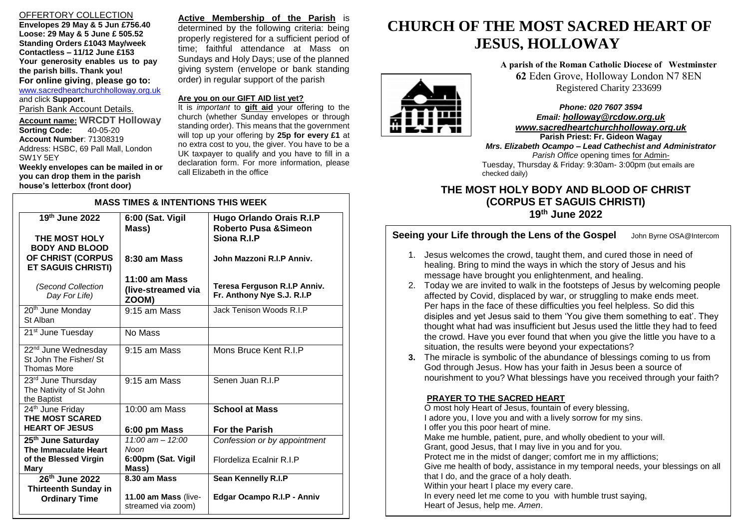# CHURCH OF THE MOST SACRED HEART OF JESUS, HOLLOWAY

**A parish of the Roman Catholic Diocese of Westminster**
**62** Eden Grove, Holloway London N7 8EN
Registered Charity 233699

***Phone: 020 7607 3594***
***Email: holloway@rcdow.org.uk***
***www.sacredheartchurchholloway.org.uk***
**Parish Priest: Fr. Gideon Wagay**
***Mrs. Elizabeth Ocampo – Lead Cathechist and Administrator***
*Parish Office* opening times for Admin-
Tuesday, Thursday & Friday: 9:30am- 3:00pm (but emails are checked daily)

## THE MOST HOLY BODY AND BLOOD OF CHRIST (CORPUS ET SAGUIS CHRISTI) 19th June 2022

### Seeing your Life through the Lens of the Gospel

John Byrne OSA@Intercom

1. Jesus welcomes the crowd, taught them, and cured those in need of healing. Bring to mind the ways in which the story of Jesus and his message have brought you enlightenment, and healing.
2. Today we are invited to walk in the footsteps of Jesus by welcoming people affected by Covid, displaced by war, or struggling to make ends meet. Per haps in the face of these difficulties you feel helpless. So did this disiples and yet Jesus said to them 'You give them something to eat'. They thought what had was insufficient but Jesus used the little they had to feed the crowd. Have you ever found that when you give the little you have to a situation, the results were beyond your expectations?
3. The miracle is symbolic of the abundance of blessings coming to us from God through Jesus. How has your faith in Jesus been a source of nourishment to you? What blessings have you received through your faith?

**PRAYER TO THE SACRED HEART**

O most holy Heart of Jesus, fountain of every blessing,
I adore you, I love you and with a lively sorrow for my sins.
I offer you this poor heart of mine.
Make me humble, patient, pure, and wholly obedient to your will.
Grant, good Jesus, that I may live in you and for you.
Protect me in the midst of danger; comfort me in my afflictions;
Give me health of body, assistance in my temporal needs, your blessings on all that I do, and the grace of a holy death.
Within your heart I place my every care.
In every need let me come to you with humble trust saying,
Heart of Jesus, help me. *Amen*.

### OFFERTORY COLLECTION

**Envelopes 29 May & 5 Jun £756.40**
**Loose: 29 May & 5 June £ 505.52**
**Standing Orders £1043 May/week**
**Contactless – 11/12 June £153**
**Your generosity enables us to pay the parish bills. Thank you!**
**For online giving, please go to:**
www.sacredheartchurchholloway.org.uk and click **Support**.

Parish Bank Account Details.
**Account name: WRCDT Holloway**
**Sorting Code:** 40-05-20
**Account Number**: 71308319
Address: HSBC, 69 Pall Mall, London SW1Y 5EY
**Weekly envelopes can be mailed in or you can drop them in the parish house's letterbox (front door)**

**Active Membership of the Parish** is determined by the following criteria: being properly registered for a sufficient period of time; faithful attendance at Mass on Sundays and Holy Days; use of the planned giving system (envelope or bank standing order) in regular support of the parish

**Are you on our GIFT AID list yet?**
It is *important* to **gift aid** your offering to the church (whether Sunday envelopes or through standing order). This means that the government will top up your offering by **25p for every £1** at no extra cost to you, the giver. You have to be a UK taxpayer to qualify and you have to fill in a declaration form. For more information, please call Elizabeth in the office

### MASS TIMES & INTENTIONS THIS WEEK

| Day | Time | Intention |
|---|---|---|
| **19th June 2022** **THE MOST HOLY BODY AND BLOOD OF CHRIST (CORPUS ET SAGUIS CHRISTI)** | **6:00 (Sat. Vigil Mass)** | **Hugo Orlando Orais R.I.P Roberto Pusa &Simeon Siona R.I.P** |
| | **8:30 am Mass** | **John Mazzoni R.I.P Anniv.** |
| *(Second Collection Day For Life)* | **11:00 am Mass (live-streamed via ZOOM)** | **Teresa Ferguson R.I.P Anniv. Fr. Anthony Nye S.J. R.I.P** |
| 20th June Monday St Alban | 9:15 am Mass | Jack Tenison Woods R.I.P |
| 21st June Tuesday | No Mass | |
| 22nd June Wednesday St John The Fisher/ St Thomas More | 9:15 am Mass | Mons Bruce Kent R.I.P |
| 23rd June Thursday The Nativity of St John the Baptist | 9:15 am Mass | Senen Juan R.I.P |
| 24th June Friday **THE MOST SCARED HEART OF JESUS** | 10:00 am Mass | **School at Mass** |
| | **6:00 pm Mass** | **For the Parish** |
| **25th June Saturday The Immaculate Heart of the Blessed Virgin Mary** | *11:00 am – 12:00 Noon* | *Confession or by appointment* |
| | **6:00pm (Sat. Vigil Mass)** | Flordeliza Ecalnir R.I.P |
| **26th June 2022 Thirteenth Sunday in Ordinary Time** | **8.30 am Mass** | **Sean Kennelly R.I.P** |
| | **11.00 am Mass** (live-streamed via zoom) | **Edgar Ocampo R.I.P - Anniv** |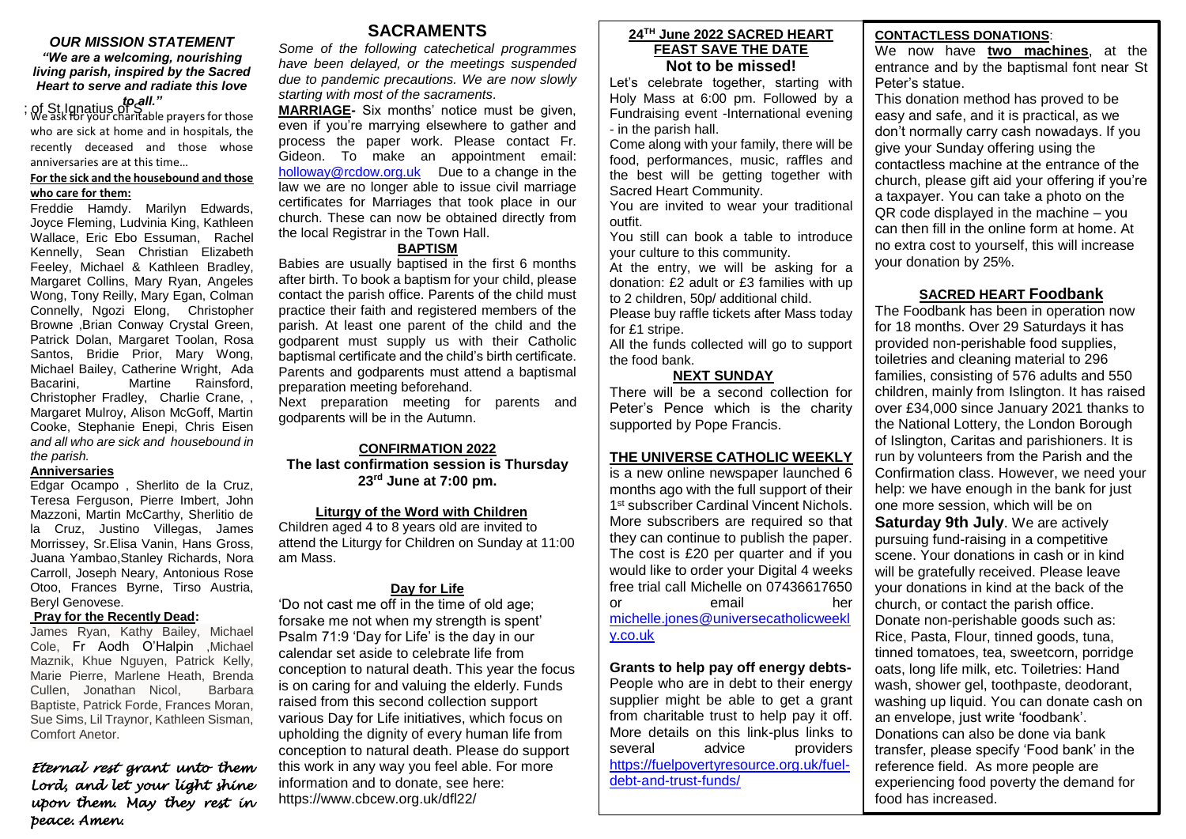### *OUR MISSION STATEMENT*

***"We are a welcoming, nourishing living parish, inspired by the Sacred Heart to serve and radiate this love to all."***

; of St Ignatius of S
We ask for your charitable prayers for those who are sick at home and in hospitals, the recently deceased and those whose anniversaries are at this time…

**For the sick and the housebound and those who care for them:**

Freddie Hamdy. Marilyn Edwards, Joyce Fleming, Ludvinia King, Kathleen Wallace, Eric Ebo Essuman, Rachel Kennelly, Sean Christian Elizabeth Feeley, Michael & Kathleen Bradley, Margaret Collins, Mary Ryan, Angeles Wong, Tony Reilly, Mary Egan, Colman Connelly, Ngozi Elong, Christopher Browne ,Brian Conway Crystal Green, Patrick Dolan, Margaret Toolan, Rosa Santos, Bridie Prior, Mary Wong, Michael Bailey, Catherine Wright, Ada Bacarini, Martine Rainsford, Christopher Fradley, Charlie Crane, , Margaret Mulroy, Alison McGoff, Martin Cooke, Stephanie Enepi, Chris Eisen *and all who are sick and housebound in the parish.*

**Anniversaries**

Edgar Ocampo , Sherlito de la Cruz, Teresa Ferguson, Pierre Imbert, John Mazzoni, Martin McCarthy, Sherlitio de la Cruz, Justino Villegas, James Morrissey, Sr.Elisa Vanin, Hans Gross, Juana Yambao,Stanley Richards, Nora Carroll, Joseph Neary, Antonious Rose Otoo, Frances Byrne, Tirso Austria, Beryl Genovese.

**Pray for the Recently Dead:**

James Ryan, Kathy Bailey, Michael Cole, Fr Aodh O'Halpin ,Michael Maznik, Khue Nguyen, Patrick Kelly, Marie Pierre, Marlene Heath, Brenda Cullen, Jonathan Nicol, Barbara Baptiste, Patrick Forde, Frances Moran, Sue Sims, Lil Traynor, Kathleen Sisman, Comfort Anetor.

*Eternal rest grant unto them Lord, and let your light shine upon them. May they rest in peace. Amen.*

## SACRAMENTS

*Some of the following catechetical programmes have been delayed, or the meetings suspended due to pandemic precautions. We are now slowly starting with most of the sacraments.*

**MARRIAGE-** Six months' notice must be given, even if you're marrying elsewhere to gather and process the paper work. Please contact Fr. Gideon. To make an appointment email: holloway@rcdow.org.uk Due to a change in the law we are no longer able to issue civil marriage certificates for Marriages that took place in our church. These can now be obtained directly from the local Registrar in the Town Hall.

**BAPTISM**

Babies are usually baptised in the first 6 months after birth. To book a baptism for your child, please contact the parish office. Parents of the child must practice their faith and registered members of the parish. At least one parent of the child and the godparent must supply us with their Catholic baptismal certificate and the child's birth certificate. Parents and godparents must attend a baptismal preparation meeting beforehand.

Next preparation meeting for parents and godparents will be in the Autumn.

**CONFIRMATION 2022**

**The last confirmation session is Thursday 23rd June at 7:00 pm.**

**Liturgy of the Word with Children**

Children aged 4 to 8 years old are invited to attend the Liturgy for Children on Sunday at 11:00 am Mass.

**Day for Life**

'Do not cast me off in the time of old age; forsake me not when my strength is spent' Psalm 71:9 'Day for Life' is the day in our calendar set aside to celebrate life from conception to natural death. This year the focus is on caring for and valuing the elderly. Funds raised from this second collection support various Day for Life initiatives, which focus on upholding the dignity of every human life from conception to natural death. Please do support this work in any way you feel able. For more information and to donate, see here: https://www.cbcew.org.uk/dfl22/

**24TH June 2022 SACRED HEART FEAST SAVE THE DATE**

**Not to be missed!**

Let's celebrate together, starting with Holy Mass at 6:00 pm. Followed by a Fundraising event -International evening - in the parish hall.

Come along with your family, there will be food, performances, music, raffles and the best will be getting together with Sacred Heart Community.

You are invited to wear your traditional outfit.

You still can book a table to introduce your culture to this community.

At the entry, we will be asking for a donation: £2 adult or £3 families with up to 2 children, 50p/ additional child.

Please buy raffle tickets after Mass today for £1 stripe.

All the funds collected will go to support the food bank.

**NEXT SUNDAY**

There will be a second collection for Peter's Pence which is the charity supported by Pope Francis.

**THE UNIVERSE CATHOLIC WEEKLY**

is a new online newspaper launched 6 months ago with the full support of their 1st subscriber Cardinal Vincent Nichols. More subscribers are required so that they can continue to publish the paper. The cost is £20 per quarter and if you would like to order your Digital 4 weeks free trial call Michelle on 07436617650 or email her michelle.jones@universecatholicweekly.co.uk

**Grants to help pay off energy debts-**

People who are in debt to their energy supplier might be able to get a grant from charitable trust to help pay it off. More details on this link-plus links to several advice providers https://fuelpovertyresource.org.uk/fuel-debt-and-trust-funds/

**CONTACTLESS DONATIONS**:

We now have **two machines**, at the entrance and by the baptismal font near St Peter's statue.

This donation method has proved to be easy and safe, and it is practical, as we don't normally carry cash nowadays. If you give your Sunday offering using the contactless machine at the entrance of the church, please gift aid your offering if you're a taxpayer. You can take a photo on the QR code displayed in the machine – you can then fill in the online form at home. At no extra cost to yourself, this will increase your donation by 25%.

**SACRED HEART Foodbank**

The Foodbank has been in operation now for 18 months. Over 29 Saturdays it has provided non-perishable food supplies, toiletries and cleaning material to 296 families, consisting of 576 adults and 550 children, mainly from Islington. It has raised over £34,000 since January 2021 thanks to the National Lottery, the London Borough of Islington, Caritas and parishioners. It is run by volunteers from the Parish and the Confirmation class. However, we need your help: we have enough in the bank for just one more session, which will be on **Saturday 9th July**. We are actively pursuing fund-raising in a competitive scene. Your donations in cash or in kind will be gratefully received. Please leave your donations in kind at the back of the church, or contact the parish office. Donate non-perishable goods such as: Rice, Pasta, Flour, tinned goods, tuna, tinned tomatoes, tea, sweetcorn, porridge oats, long life milk, etc. Toiletries: Hand wash, shower gel, toothpaste, deodorant, washing up liquid. You can donate cash on an envelope, just write 'foodbank'. Donations can also be done via bank transfer, please specify 'Food bank' in the reference field. As more people are experiencing food poverty the demand for food has increased.